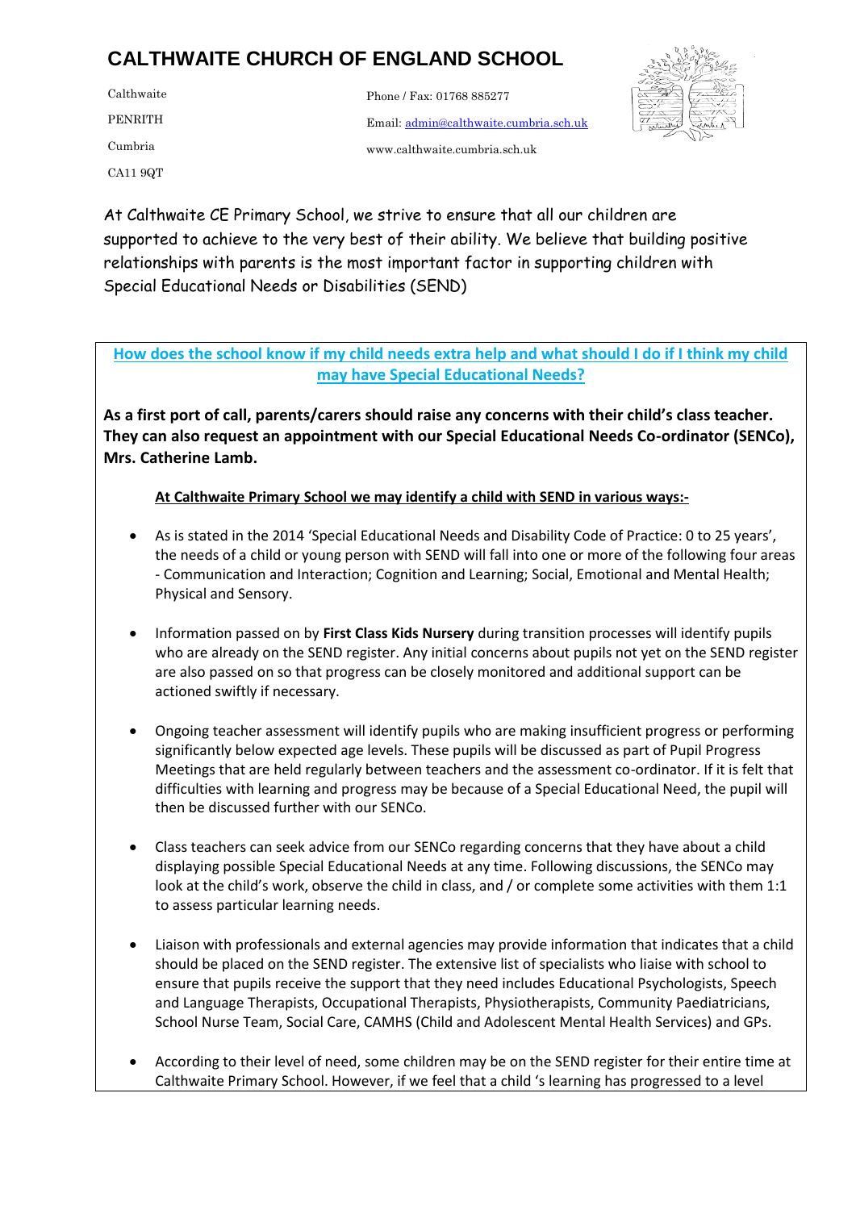# CALTHWAITE CHURCH OF ENGLAND SCHOOL

Calthwaite
PENRITH
Cumbria
CA11 9QT

Phone / Fax: 01768 885277
Email: admin@calthwaite.cumbria.sch.uk
www.calthwaite.cumbria.sch.uk

At Calthwaite CE Primary School, we strive to ensure that all our children are supported to achieve to the very best of their ability. We believe that building positive relationships with parents is the most important factor in supporting children with Special Educational Needs or Disabilities (SEND)

## How does the school know if my child needs extra help and what should I do if I think my child may have Special Educational Needs?

**As a first port of call, parents/carers should raise any concerns with their child's class teacher. They can also request an appointment with our Special Educational Needs Co-ordinator (SENCo), Mrs. Catherine Lamb.**

**At Calthwaite Primary School we may identify a child with SEND in various ways:-**

- As is stated in the 2014 'Special Educational Needs and Disability Code of Practice: 0 to 25 years', the needs of a child or young person with SEND will fall into one or more of the following four areas - Communication and Interaction; Cognition and Learning; Social, Emotional and Mental Health; Physical and Sensory.

- Information passed on by **First Class Kids Nursery** during transition processes will identify pupils who are already on the SEND register. Any initial concerns about pupils not yet on the SEND register are also passed on so that progress can be closely monitored and additional support can be actioned swiftly if necessary.

- Ongoing teacher assessment will identify pupils who are making insufficient progress or performing significantly below expected age levels. These pupils will be discussed as part of Pupil Progress Meetings that are held regularly between teachers and the assessment co-ordinator. If it is felt that difficulties with learning and progress may be because of a Special Educational Need, the pupil will then be discussed further with our SENCo.

- Class teachers can seek advice from our SENCo regarding concerns that they have about a child displaying possible Special Educational Needs at any time. Following discussions, the SENCo may look at the child's work, observe the child in class, and / or complete some activities with them 1:1 to assess particular learning needs.

- Liaison with professionals and external agencies may provide information that indicates that a child should be placed on the SEND register. The extensive list of specialists who liaise with school to ensure that pupils receive the support that they need includes Educational Psychologists, Speech and Language Therapists, Occupational Therapists, Physiotherapists, Community Paediatricians, School Nurse Team, Social Care, CAMHS (Child and Adolescent Mental Health Services) and GPs.

- According to their level of need, some children may be on the SEND register for their entire time at Calthwaite Primary School. However, if we feel that a child 's learning has progressed to a level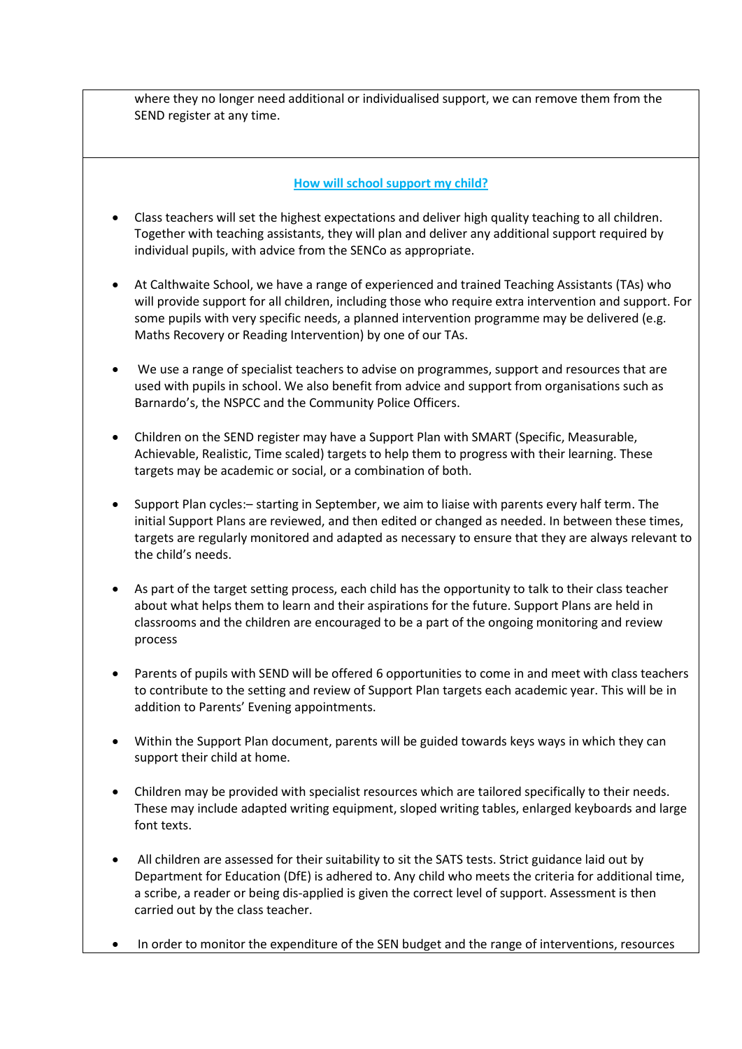where they no longer need additional or individualised support, we can remove them from the SEND register at any time.

## How will school support my child?

- Class teachers will set the highest expectations and deliver high quality teaching to all children. Together with teaching assistants, they will plan and deliver any additional support required by individual pupils, with advice from the SENCo as appropriate.

- At Calthwaite School, we have a range of experienced and trained Teaching Assistants (TAs) who will provide support for all children, including those who require extra intervention and support. For some pupils with very specific needs, a planned intervention programme may be delivered (e.g. Maths Recovery or Reading Intervention) by one of our TAs.

- We use a range of specialist teachers to advise on programmes, support and resources that are used with pupils in school. We also benefit from advice and support from organisations such as Barnardo's, the NSPCC and the Community Police Officers.

- Children on the SEND register may have a Support Plan with SMART (Specific, Measurable, Achievable, Realistic, Time scaled) targets to help them to progress with their learning. These targets may be academic or social, or a combination of both.

- Support Plan cycles:– starting in September, we aim to liaise with parents every half term. The initial Support Plans are reviewed, and then edited or changed as needed. In between these times, targets are regularly monitored and adapted as necessary to ensure that they are always relevant to the child's needs.

- As part of the target setting process, each child has the opportunity to talk to their class teacher about what helps them to learn and their aspirations for the future. Support Plans are held in classrooms and the children are encouraged to be a part of the ongoing monitoring and review process

- Parents of pupils with SEND will be offered 6 opportunities to come in and meet with class teachers to contribute to the setting and review of Support Plan targets each academic year. This will be in addition to Parents' Evening appointments.

- Within the Support Plan document, parents will be guided towards keys ways in which they can support their child at home.

- Children may be provided with specialist resources which are tailored specifically to their needs. These may include adapted writing equipment, sloped writing tables, enlarged keyboards and large font texts.

- All children are assessed for their suitability to sit the SATS tests. Strict guidance laid out by Department for Education (DfE) is adhered to. Any child who meets the criteria for additional time, a scribe, a reader or being dis-applied is given the correct level of support. Assessment is then carried out by the class teacher.

- In order to monitor the expenditure of the SEN budget and the range of interventions, resources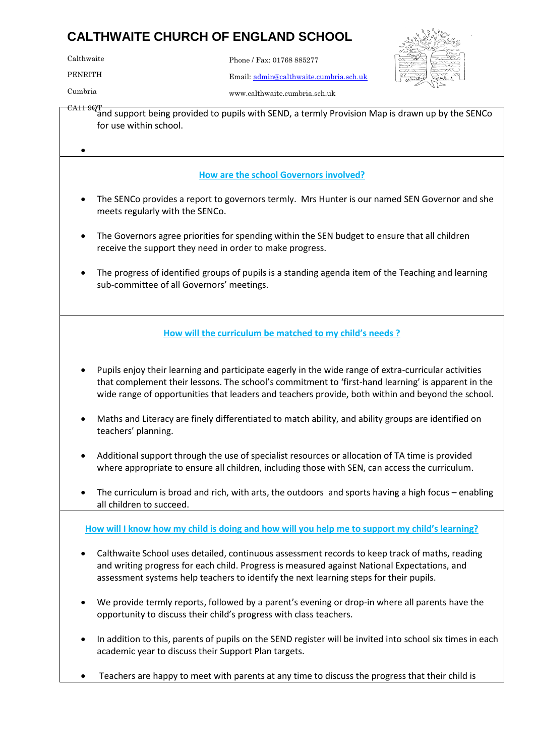# CALTHWAITE CHURCH OF ENGLAND SCHOOL

Calthwaite
PENRITH
Cumbria
CA11 9QT

Phone / Fax: 01768 885277
Email: admin@calthwaite.cumbria.sch.uk
www.calthwaite.cumbria.sch.uk

and support being provided to pupils with SEND, a termly Provision Map is drawn up by the SENCo for use within school.

## How are the school Governors involved?

- The SENCo provides a report to governors termly. Mrs Hunter is our named SEN Governor and she meets regularly with the SENCo.
- The Governors agree priorities for spending within the SEN budget to ensure that all children receive the support they need in order to make progress.
- The progress of identified groups of pupils is a standing agenda item of the Teaching and learning sub-committee of all Governors' meetings.

## How will the curriculum be matched to my child's needs ?

- Pupils enjoy their learning and participate eagerly in the wide range of extra-curricular activities that complement their lessons. The school's commitment to 'first-hand learning' is apparent in the wide range of opportunities that leaders and teachers provide, both within and beyond the school.
- Maths and Literacy are finely differentiated to match ability, and ability groups are identified on teachers' planning.
- Additional support through the use of specialist resources or allocation of TA time is provided where appropriate to ensure all children, including those with SEN, can access the curriculum.
- The curriculum is broad and rich, with arts, the outdoors and sports having a high focus – enabling all children to succeed.

## How will I know how my child is doing and how will you help me to support my child's learning?

- Calthwaite School uses detailed, continuous assessment records to keep track of maths, reading and writing progress for each child. Progress is measured against National Expectations, and assessment systems help teachers to identify the next learning steps for their pupils.
- We provide termly reports, followed by a parent's evening or drop-in where all parents have the opportunity to discuss their child's progress with class teachers.
- In addition to this, parents of pupils on the SEND register will be invited into school six times in each academic year to discuss their Support Plan targets.
- Teachers are happy to meet with parents at any time to discuss the progress that their child is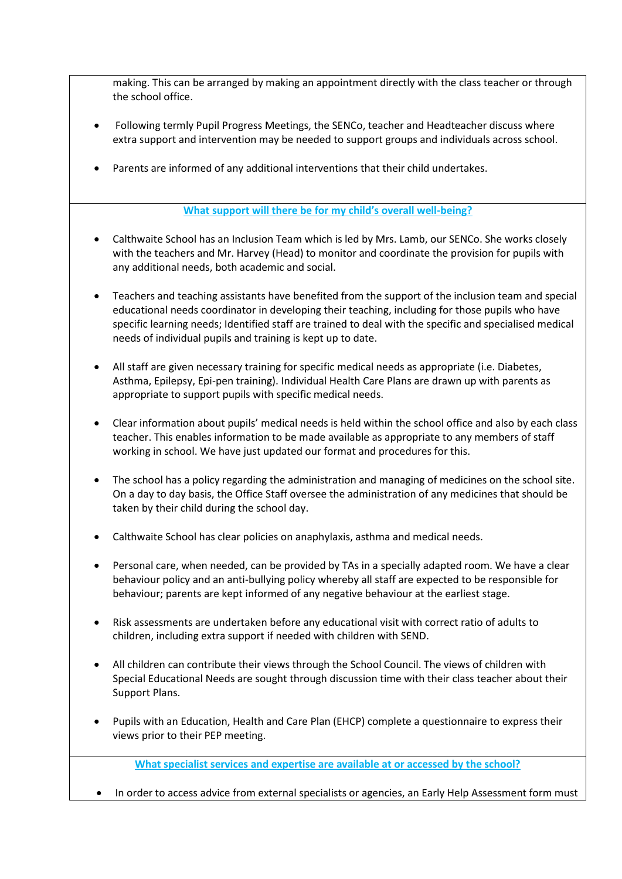making. This can be arranged by making an appointment directly with the class teacher or through the school office.

- Following termly Pupil Progress Meetings, the SENCo, teacher and Headteacher discuss where extra support and intervention may be needed to support groups and individuals across school.
- Parents are informed of any additional interventions that their child undertakes.

## What support will there be for my child's overall well-being?

- Calthwaite School has an Inclusion Team which is led by Mrs. Lamb, our SENCo. She works closely with the teachers and Mr. Harvey (Head) to monitor and coordinate the provision for pupils with any additional needs, both academic and social.
- Teachers and teaching assistants have benefited from the support of the inclusion team and special educational needs coordinator in developing their teaching, including for those pupils who have specific learning needs; Identified staff are trained to deal with the specific and specialised medical needs of individual pupils and training is kept up to date.
- All staff are given necessary training for specific medical needs as appropriate (i.e. Diabetes, Asthma, Epilepsy, Epi-pen training). Individual Health Care Plans are drawn up with parents as appropriate to support pupils with specific medical needs.
- Clear information about pupils' medical needs is held within the school office and also by each class teacher. This enables information to be made available as appropriate to any members of staff working in school. We have just updated our format and procedures for this.
- The school has a policy regarding the administration and managing of medicines on the school site. On a day to day basis, the Office Staff oversee the administration of any medicines that should be taken by their child during the school day.
- Calthwaite School has clear policies on anaphylaxis, asthma and medical needs.
- Personal care, when needed, can be provided by TAs in a specially adapted room. We have a clear behaviour policy and an anti-bullying policy whereby all staff are expected to be responsible for behaviour; parents are kept informed of any negative behaviour at the earliest stage.
- Risk assessments are undertaken before any educational visit with correct ratio of adults to children, including extra support if needed with children with SEND.
- All children can contribute their views through the School Council. The views of children with Special Educational Needs are sought through discussion time with their class teacher about their Support Plans.
- Pupils with an Education, Health and Care Plan (EHCP) complete a questionnaire to express their views prior to their PEP meeting.

## What specialist services and expertise are available at or accessed by the school?

- In order to access advice from external specialists or agencies, an Early Help Assessment form must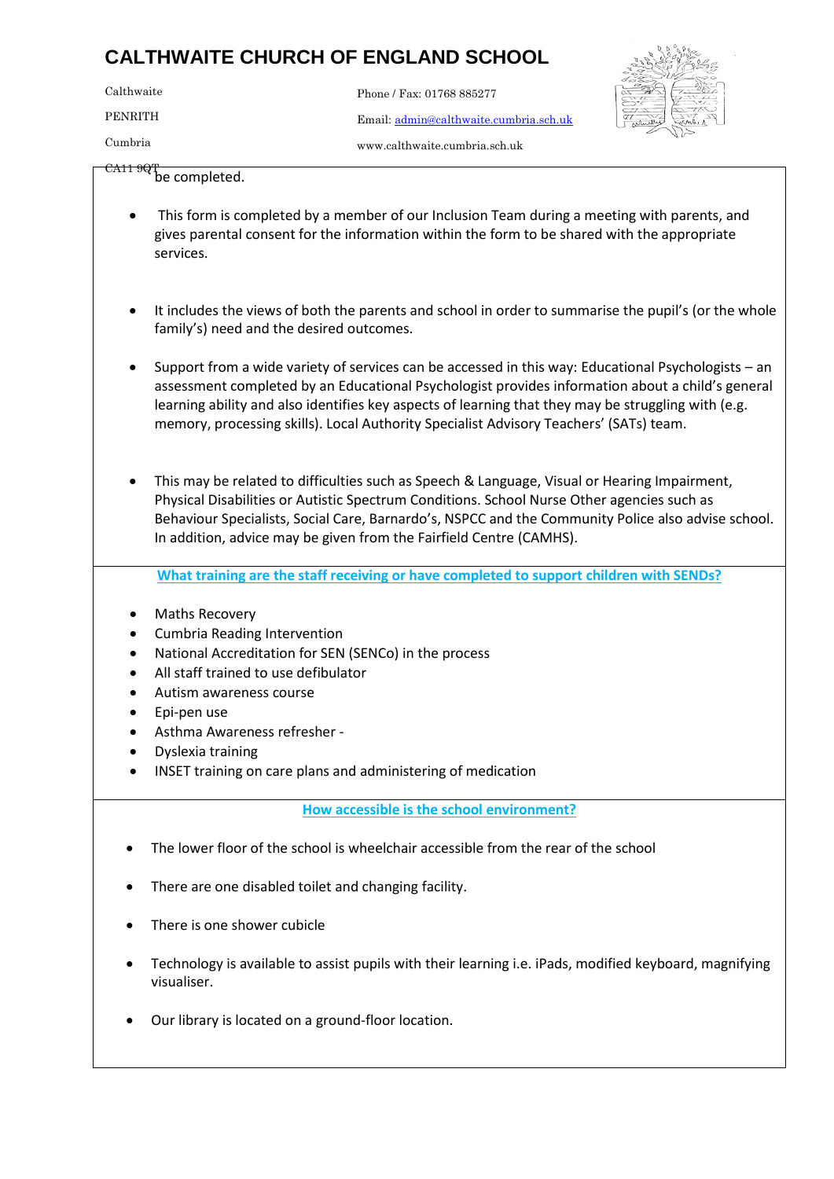# CALTHWAITE CHURCH OF ENGLAND SCHOOL

Calthwaite
PENRITH
Cumbria
CA11 9QT

Phone / Fax: 01768 885277
Email: admin@calthwaite.cumbria.sch.uk
www.calthwaite.cumbria.sch.uk

be completed.

- This form is completed by a member of our Inclusion Team during a meeting with parents, and gives parental consent for the information within the form to be shared with the appropriate services.
- It includes the views of both the parents and school in order to summarise the pupil's (or the whole family's) need and the desired outcomes.
- Support from a wide variety of services can be accessed in this way: Educational Psychologists – an assessment completed by an Educational Psychologist provides information about a child's general learning ability and also identifies key aspects of learning that they may be struggling with (e.g. memory, processing skills). Local Authority Specialist Advisory Teachers' (SATs) team.
- This may be related to difficulties such as Speech & Language, Visual or Hearing Impairment, Physical Disabilities or Autistic Spectrum Conditions. School Nurse Other agencies such as Behaviour Specialists, Social Care, Barnardo's, NSPCC and the Community Police also advise school. In addition, advice may be given from the Fairfield Centre (CAMHS).

## What training are the staff receiving or have completed to support children with SENDs?

- Maths Recovery
- Cumbria Reading Intervention
- National Accreditation for SEN (SENCo) in the process
- All staff trained to use defibulator
- Autism awareness course
- Epi-pen use
- Asthma Awareness refresher -
- Dyslexia training
- INSET training on care plans and administering of medication

## How accessible is the school environment?

- The lower floor of the school is wheelchair accessible from the rear of the school
- There are one disabled toilet and changing facility.
- There is one shower cubicle
- Technology is available to assist pupils with their learning i.e. iPads, modified keyboard, magnifying visualiser.
- Our library is located on a ground-floor location.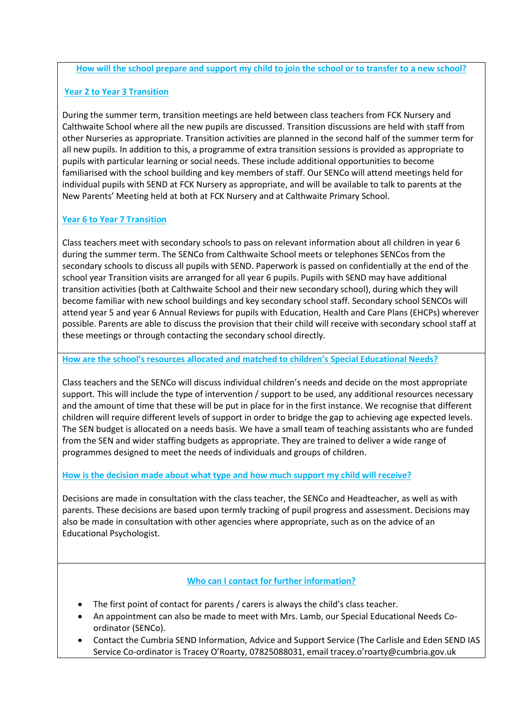## How will the school prepare and support my child to join the school or to transfer to a new school?

### Year 2 to Year 3 Transition

During the summer term, transition meetings are held between class teachers from FCK Nursery and Calthwaite School where all the new pupils are discussed. Transition discussions are held with staff from other Nurseries as appropriate. Transition activities are planned in the second half of the summer term for all new pupils. In addition to this, a programme of extra transition sessions is provided as appropriate to pupils with particular learning or social needs. These include additional opportunities to become familiarised with the school building and key members of staff. Our SENCo will attend meetings held for individual pupils with SEND at FCK Nursery as appropriate, and will be available to talk to parents at the New Parents' Meeting held at both at FCK Nursery and at Calthwaite Primary School.

### Year 6 to Year 7 Transition

Class teachers meet with secondary schools to pass on relevant information about all children in year 6 during the summer term. The SENCo from Calthwaite School meets or telephones SENCos from the secondary schools to discuss all pupils with SEND. Paperwork is passed on confidentially at the end of the school year Transition visits are arranged for all year 6 pupils. Pupils with SEND may have additional transition activities (both at Calthwaite School and their new secondary school), during which they will become familiar with new school buildings and key secondary school staff. Secondary school SENCOs will attend year 5 and year 6 Annual Reviews for pupils with Education, Health and Care Plans (EHCPs) wherever possible. Parents are able to discuss the provision that their child will receive with secondary school staff at these meetings or through contacting the secondary school directly.

## How are the school's resources allocated and matched to children's Special Educational Needs?

Class teachers and the SENCo will discuss individual children's needs and decide on the most appropriate support. This will include the type of intervention / support to be used, any additional resources necessary and the amount of time that these will be put in place for in the first instance. We recognise that different children will require different levels of support in order to bridge the gap to achieving age expected levels. The SEN budget is allocated on a needs basis. We have a small team of teaching assistants who are funded from the SEN and wider staffing budgets as appropriate. They are trained to deliver a wide range of programmes designed to meet the needs of individuals and groups of children.

## How is the decision made about what type and how much support my child will receive?

Decisions are made in consultation with the class teacher, the SENCo and Headteacher, as well as with parents. These decisions are based upon termly tracking of pupil progress and assessment. Decisions may also be made in consultation with other agencies where appropriate, such as on the advice of an Educational Psychologist.

## Who can I contact for further information?

- The first point of contact for parents / carers is always the child's class teacher.
- An appointment can also be made to meet with Mrs. Lamb, our Special Educational Needs Co-ordinator (SENCo).
- Contact the Cumbria SEND Information, Advice and Support Service (The Carlisle and Eden SEND IAS Service Co-ordinator is Tracey O'Roarty, 07825088031, email tracey.o'roarty@cumbria.gov.uk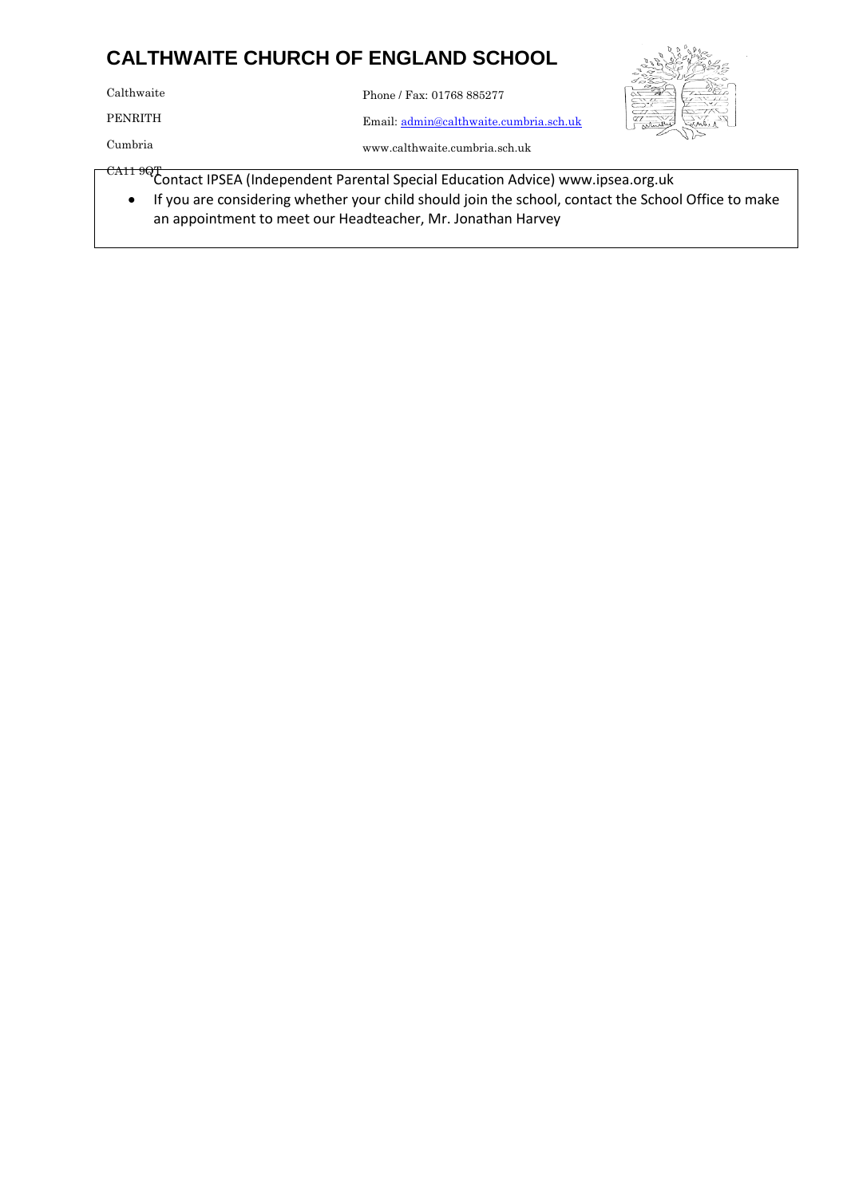# CALTHWAITE CHURCH OF ENGLAND SCHOOL

Calthwaite
PENRITH
Cumbria
CA11 9QT

Phone / Fax: 01768 885277
Email: admin@calthwaite.cumbria.sch.uk
www.calthwaite.cumbria.sch.uk

- Contact IPSEA (Independent Parental Special Education Advice) www.ipsea.org.uk
- If you are considering whether your child should join the school, contact the School Office to make an appointment to meet our Headteacher, Mr. Jonathan Harvey